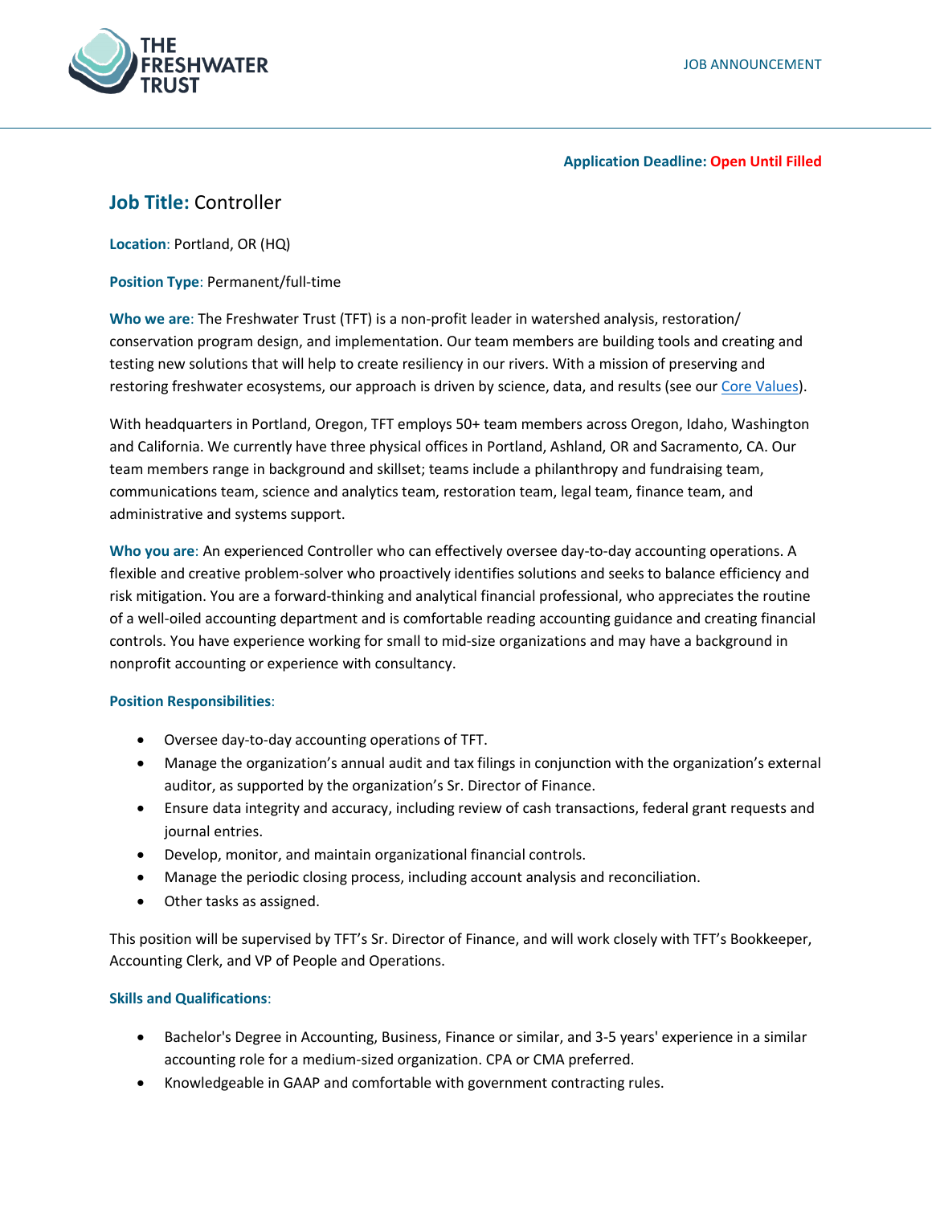THE FRESHWATER TRUST

JOB ANNOUNCEMENT

**Application Deadline: Open Until Filled**

## **Job Title:** Controller

**Location**: Portland, OR (HQ)

**Position Type**: Permanent/full-time

**Who we are**: The Freshwater Trust (TFT) is a non-profit leader in watershed analysis, restoration/conservation program design, and implementation. Our team members are building tools and creating and testing new solutions that will help to create resiliency in our rivers. With a mission of preserving and restoring freshwater ecosystems, our approach is driven by science, data, and results (see our Core Values).

With headquarters in Portland, Oregon, TFT employs 50+ team members across Oregon, Idaho, Washington and California. We currently have three physical offices in Portland, Ashland, OR and Sacramento, CA. Our team members range in background and skillset; teams include a philanthropy and fundraising team, communications team, science and analytics team, restoration team, legal team, finance team, and administrative and systems support.

**Who you are**: An experienced Controller who can effectively oversee day-to-day accounting operations. A flexible and creative problem-solver who proactively identifies solutions and seeks to balance efficiency and risk mitigation. You are a forward-thinking and analytical financial professional, who appreciates the routine of a well-oiled accounting department and is comfortable reading accounting guidance and creating financial controls. You have experience working for small to mid-size organizations and may have a background in nonprofit accounting or experience with consultancy.

**Position Responsibilities**:

- Oversee day-to-day accounting operations of TFT.
- Manage the organization's annual audit and tax filings in conjunction with the organization's external auditor, as supported by the organization's Sr. Director of Finance.
- Ensure data integrity and accuracy, including review of cash transactions, federal grant requests and journal entries.
- Develop, monitor, and maintain organizational financial controls.
- Manage the periodic closing process, including account analysis and reconciliation.
- Other tasks as assigned.

This position will be supervised by TFT's Sr. Director of Finance, and will work closely with TFT's Bookkeeper, Accounting Clerk, and VP of People and Operations.

**Skills and Qualifications**:

- Bachelor's Degree in Accounting, Business, Finance or similar, and 3-5 years' experience in a similar accounting role for a medium-sized organization. CPA or CMA preferred.
- Knowledgeable in GAAP and comfortable with government contracting rules.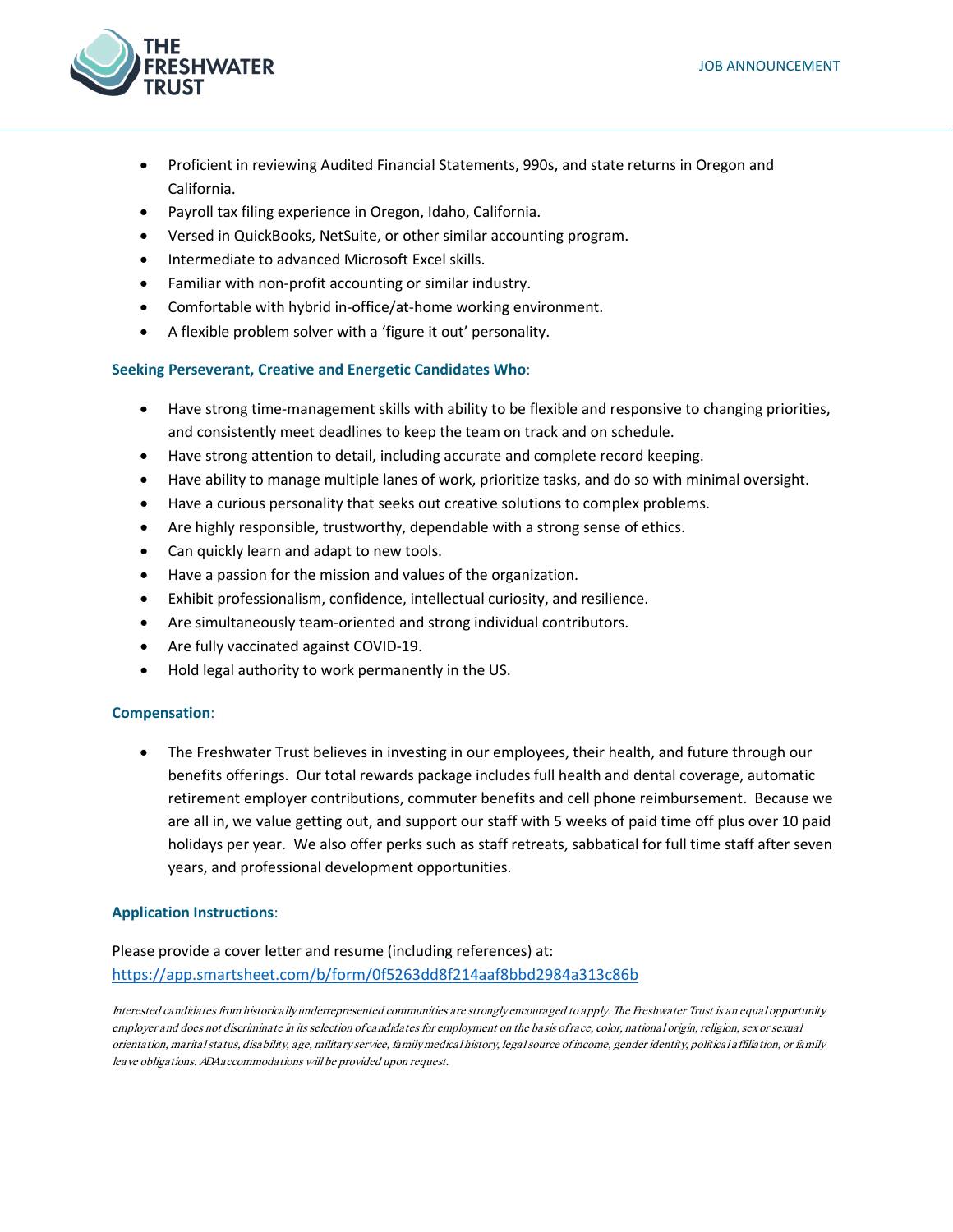- Proficient in reviewing Audited Financial Statements, 990s, and state returns in Oregon and California.
- Payroll tax filing experience in Oregon, Idaho, California.
- Versed in QuickBooks, NetSuite, or other similar accounting program.
- Intermediate to advanced Microsoft Excel skills.
- Familiar with non-profit accounting or similar industry.
- Comfortable with hybrid in-office/at-home working environment.
- A flexible problem solver with a 'figure it out' personality.

**Seeking Perseverant, Creative and Energetic Candidates Who**:

- Have strong time-management skills with ability to be flexible and responsive to changing priorities, and consistently meet deadlines to keep the team on track and on schedule.
- Have strong attention to detail, including accurate and complete record keeping.
- Have ability to manage multiple lanes of work, prioritize tasks, and do so with minimal oversight.
- Have a curious personality that seeks out creative solutions to complex problems.
- Are highly responsible, trustworthy, dependable with a strong sense of ethics.
- Can quickly learn and adapt to new tools.
- Have a passion for the mission and values of the organization.
- Exhibit professionalism, confidence, intellectual curiosity, and resilience.
- Are simultaneously team-oriented and strong individual contributors.
- Are fully vaccinated against COVID-19.
- Hold legal authority to work permanently in the US.

**Compensation**:

- The Freshwater Trust believes in investing in our employees, their health, and future through our benefits offerings. Our total rewards package includes full health and dental coverage, automatic retirement employer contributions, commuter benefits and cell phone reimbursement. Because we are all in, we value getting out, and support our staff with 5 weeks of paid time off plus over 10 paid holidays per year. We also offer perks such as staff retreats, sabbatical for full time staff after seven years, and professional development opportunities.

**Application Instructions**:

Please provide a cover letter and resume (including references) at:
https://app.smartsheet.com/b/form/0f5263dd8f214aaf8bbd2984a313c86b

*Interested candidates from historically underrepresented communities are strongly encouraged to apply. The Freshwater Trust is an equal opportunity employer and does not discriminate in its selection of candidates for employment on the basis of race, color, national origin, religion, sex or sexual orientation, marital status, disability, age, military service, family medical history, legal source of income, gender identity, political affiliation, or family leave obligations. ADA accommodations will be provided upon request.*